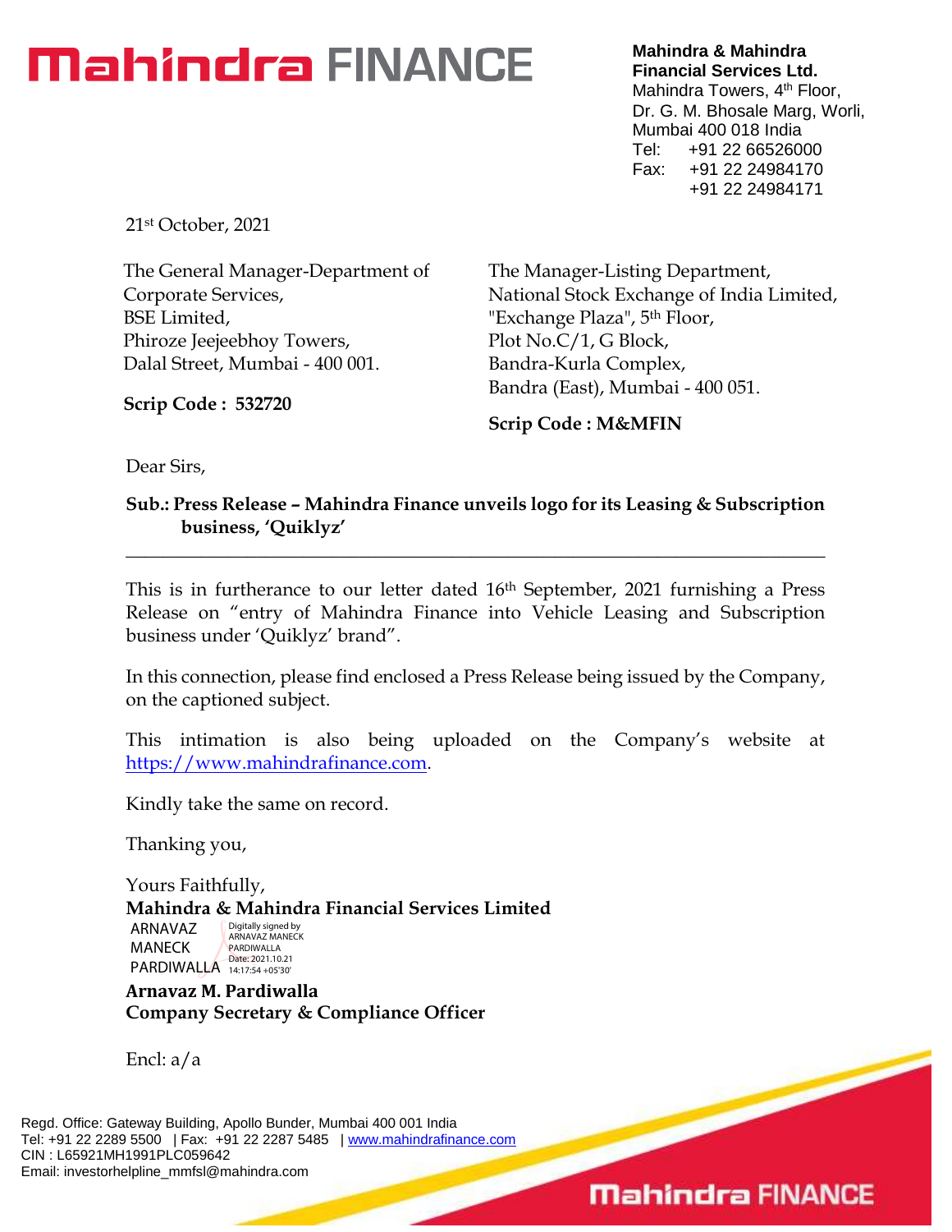**Mahindra FINANCE**

**Mahindra & Mahindra Financial Services Ltd.**
Mahindra Towers, 4th Floor,
Dr. G. M. Bhosale Marg, Worli,
Mumbai 400 018 India
Tel: +91 22 66526000
Fax: +91 22 24984170
+91 22 24984171

21st October, 2021

The General Manager-Department of Corporate Services,
BSE Limited,
Phiroze Jeejeebhoy Towers,
Dalal Street, Mumbai - 400 001.

**Scrip Code : 532720**

The Manager-Listing Department,
National Stock Exchange of India Limited,
"Exchange Plaza", 5th Floor,
Plot No.C/1, G Block,
Bandra-Kurla Complex,
Bandra (East), Mumbai - 400 051.

**Scrip Code : M&MFIN**

Dear Sirs,

**Sub.: Press Release – Mahindra Finance unveils logo for its Leasing & Subscription business, 'Quiklyz'**

---

This is in furtherance to our letter dated 16th September, 2021 furnishing a Press Release on "entry of Mahindra Finance into Vehicle Leasing and Subscription business under 'Quiklyz' brand".

In this connection, please find enclosed a Press Release being issued by the Company, on the captioned subject.

This intimation is also being uploaded on the Company's website at https://www.mahindrafinance.com.

Kindly take the same on record.

Thanking you,

Yours Faithfully,
**Mahindra & Mahindra Financial Services Limited**

ARNAVAZ MANECK PARDIWALLA
Digitally signed by ARNAVAZ MANECK PARDIWALLA
Date: 2021.10.21 14:17:54 +05'30'

**Arnavaz M. Pardiwalla**
**Company Secretary & Compliance Officer**

Encl: a/a

Regd. Office: Gateway Building, Apollo Bunder, Mumbai 400 001 India
Tel: +91 22 2289 5500 | Fax: +91 22 2287 5485 | www.mahindrafinance.com
CIN : L65921MH1991PLC059642
Email: investorhelpline_mmfsl@mahindra.com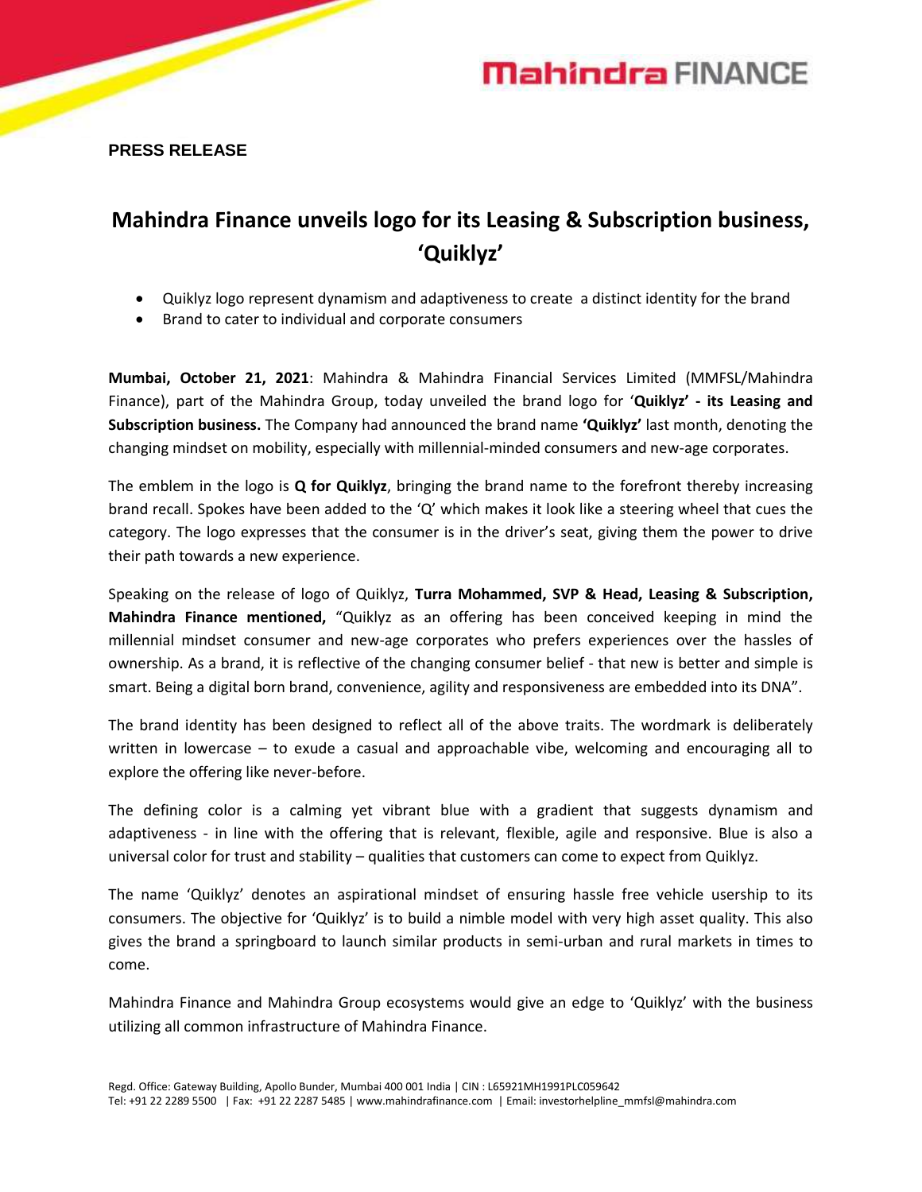**PRESS RELEASE**

# Mahindra Finance unveils logo for its Leasing & Subscription business, 'Quiklyz'

- Quiklyz logo represent dynamism and adaptiveness to create a distinct identity for the brand
- Brand to cater to individual and corporate consumers

**Mumbai, October 21, 2021**: Mahindra & Mahindra Financial Services Limited (MMFSL/Mahindra Finance), part of the Mahindra Group, today unveiled the brand logo for '**Quiklyz' - its Leasing and Subscription business.** The Company had announced the brand name **'Quiklyz'** last month, denoting the changing mindset on mobility, especially with millennial-minded consumers and new-age corporates.

The emblem in the logo is **Q for Quiklyz**, bringing the brand name to the forefront thereby increasing brand recall. Spokes have been added to the 'Q' which makes it look like a steering wheel that cues the category. The logo expresses that the consumer is in the driver's seat, giving them the power to drive their path towards a new experience.

Speaking on the release of logo of Quiklyz, **Turra Mohammed, SVP & Head, Leasing & Subscription, Mahindra Finance mentioned,** "Quiklyz as an offering has been conceived keeping in mind the millennial mindset consumer and new-age corporates who prefers experiences over the hassles of ownership. As a brand, it is reflective of the changing consumer belief - that new is better and simple is smart. Being a digital born brand, convenience, agility and responsiveness are embedded into its DNA".

The brand identity has been designed to reflect all of the above traits. The wordmark is deliberately written in lowercase – to exude a casual and approachable vibe, welcoming and encouraging all to explore the offering like never-before.

The defining color is a calming yet vibrant blue with a gradient that suggests dynamism and adaptiveness - in line with the offering that is relevant, flexible, agile and responsive. Blue is also a universal color for trust and stability – qualities that customers can come to expect from Quiklyz.

The name 'Quiklyz' denotes an aspirational mindset of ensuring hassle free vehicle usership to its consumers. The objective for 'Quiklyz' is to build a nimble model with very high asset quality. This also gives the brand a springboard to launch similar products in semi-urban and rural markets in times to come.

Mahindra Finance and Mahindra Group ecosystems would give an edge to 'Quiklyz' with the business utilizing all common infrastructure of Mahindra Finance.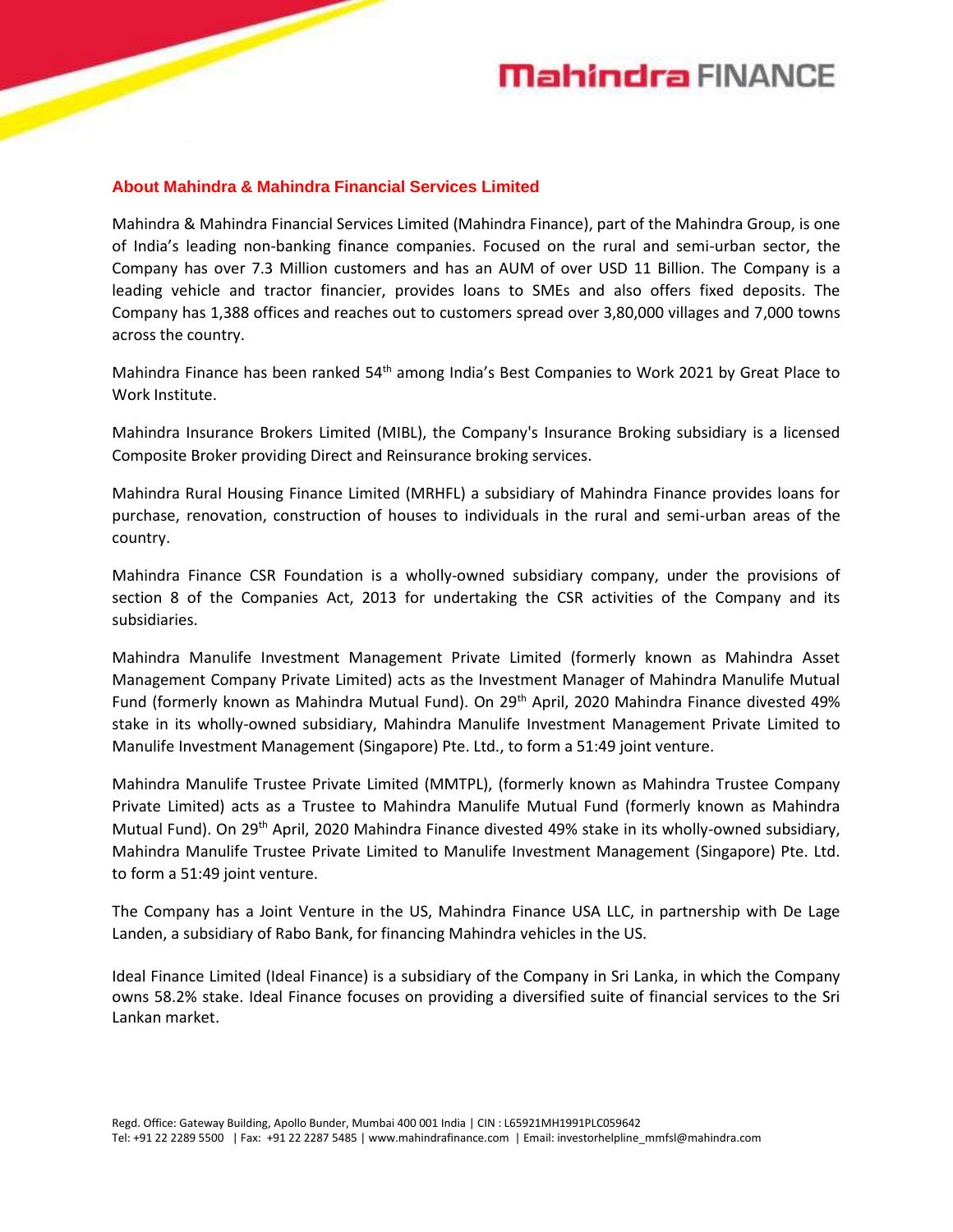## About Mahindra & Mahindra Financial Services Limited

Mahindra & Mahindra Financial Services Limited (Mahindra Finance), part of the Mahindra Group, is one of India's leading non-banking finance companies. Focused on the rural and semi-urban sector, the Company has over 7.3 Million customers and has an AUM of over USD 11 Billion. The Company is a leading vehicle and tractor financier, provides loans to SMEs and also offers fixed deposits. The Company has 1,388 offices and reaches out to customers spread over 3,80,000 villages and 7,000 towns across the country.

Mahindra Finance has been ranked 54th among India's Best Companies to Work 2021 by Great Place to Work Institute.

Mahindra Insurance Brokers Limited (MIBL), the Company's Insurance Broking subsidiary is a licensed Composite Broker providing Direct and Reinsurance broking services.

Mahindra Rural Housing Finance Limited (MRHFL) a subsidiary of Mahindra Finance provides loans for purchase, renovation, construction of houses to individuals in the rural and semi-urban areas of the country.

Mahindra Finance CSR Foundation is a wholly-owned subsidiary company, under the provisions of section 8 of the Companies Act, 2013 for undertaking the CSR activities of the Company and its subsidiaries.

Mahindra Manulife Investment Management Private Limited (formerly known as Mahindra Asset Management Company Private Limited) acts as the Investment Manager of Mahindra Manulife Mutual Fund (formerly known as Mahindra Mutual Fund). On 29th April, 2020 Mahindra Finance divested 49% stake in its wholly-owned subsidiary, Mahindra Manulife Investment Management Private Limited to Manulife Investment Management (Singapore) Pte. Ltd., to form a 51:49 joint venture.

Mahindra Manulife Trustee Private Limited (MMTPL), (formerly known as Mahindra Trustee Company Private Limited) acts as a Trustee to Mahindra Manulife Mutual Fund (formerly known as Mahindra Mutual Fund). On 29th April, 2020 Mahindra Finance divested 49% stake in its wholly-owned subsidiary, Mahindra Manulife Trustee Private Limited to Manulife Investment Management (Singapore) Pte. Ltd. to form a 51:49 joint venture.

The Company has a Joint Venture in the US, Mahindra Finance USA LLC, in partnership with De Lage Landen, a subsidiary of Rabo Bank, for financing Mahindra vehicles in the US.

Ideal Finance Limited (Ideal Finance) is a subsidiary of the Company in Sri Lanka, in which the Company owns 58.2% stake. Ideal Finance focuses on providing a diversified suite of financial services to the Sri Lankan market.

Regd. Office: Gateway Building, Apollo Bunder, Mumbai 400 001 India | CIN : L65921MH1991PLC059642
Tel: +91 22 2289 5500 | Fax: +91 22 2287 5485 | www.mahindrafinance.com | Email: investorhelpline_mmfsl@mahindra.com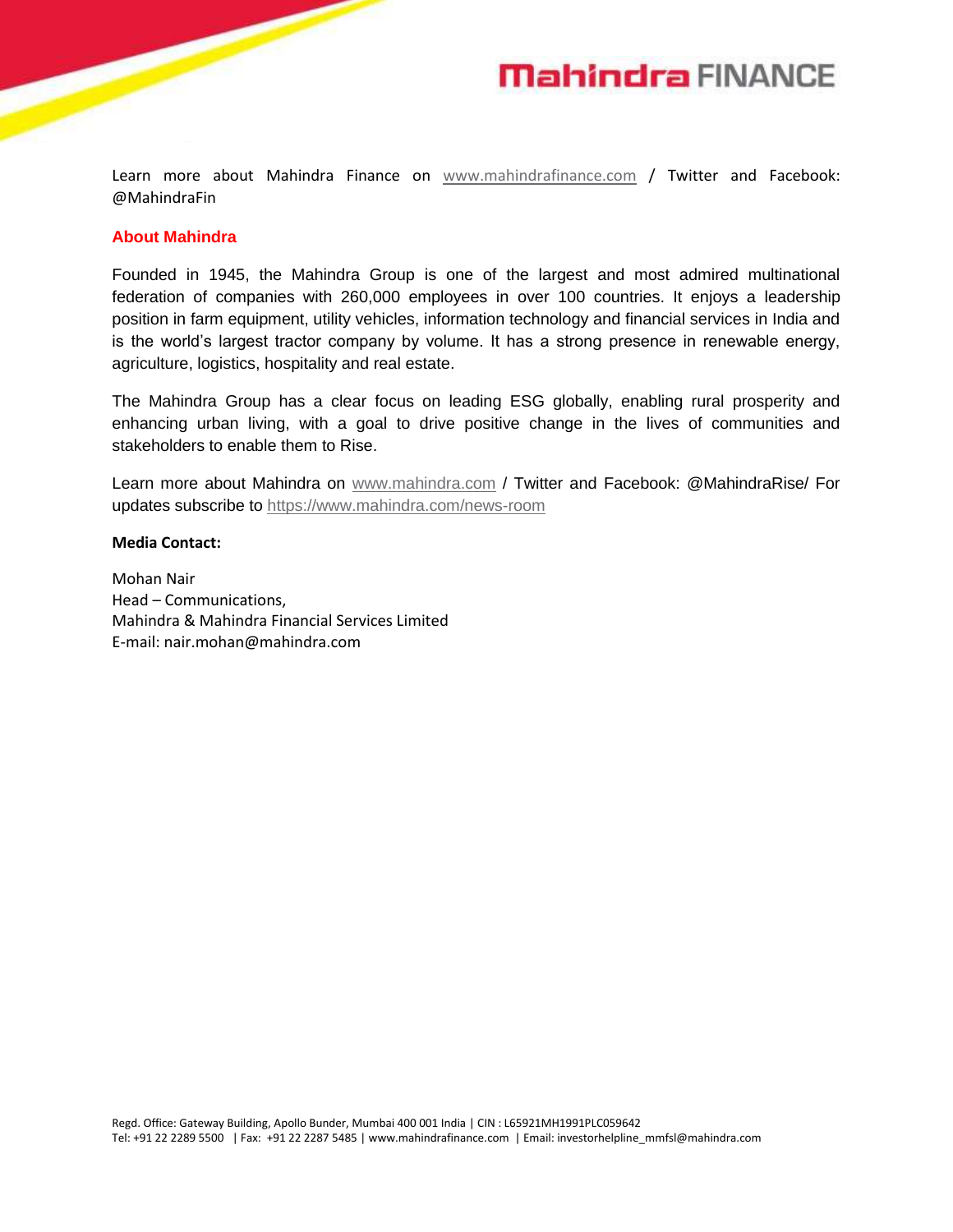Learn more about Mahindra Finance on www.mahindrafinance.com / Twitter and Facebook: @MahindraFin

## About Mahindra

Founded in 1945, the Mahindra Group is one of the largest and most admired multinational federation of companies with 260,000 employees in over 100 countries. It enjoys a leadership position in farm equipment, utility vehicles, information technology and financial services in India and is the world's largest tractor company by volume. It has a strong presence in renewable energy, agriculture, logistics, hospitality and real estate.

The Mahindra Group has a clear focus on leading ESG globally, enabling rural prosperity and enhancing urban living, with a goal to drive positive change in the lives of communities and stakeholders to enable them to Rise.

Learn more about Mahindra on www.mahindra.com / Twitter and Facebook: @MahindraRise/ For updates subscribe to https://www.mahindra.com/news-room

**Media Contact:**

Mohan Nair
Head – Communications,
Mahindra & Mahindra Financial Services Limited
E-mail: nair.mohan@mahindra.com

Regd. Office: Gateway Building, Apollo Bunder, Mumbai 400 001 India | CIN : L65921MH1991PLC059642
Tel: +91 22 2289 5500 | Fax: +91 22 2287 5485 | www.mahindrafinance.com | Email: investorhelpline_mmfsl@mahindra.com